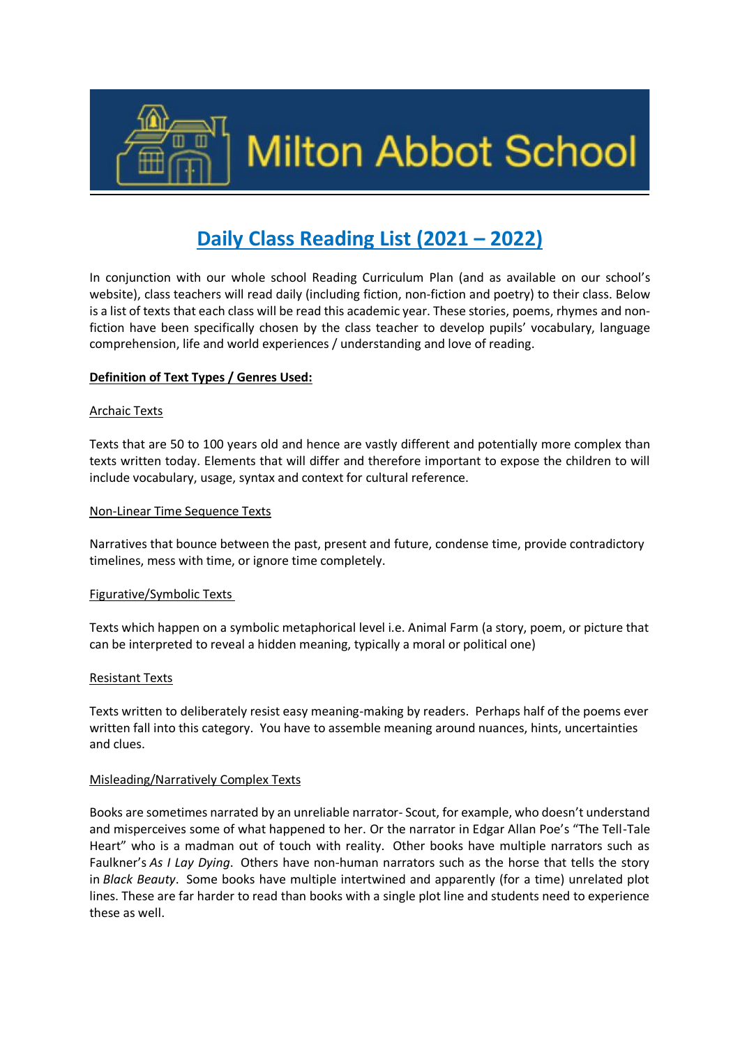# Milton Abbot School

## Daily Class Reading List (2021 – 2022)

In conjunction with our whole school Reading Curriculum Plan (and as available on our school's website), class teachers will read daily (including fiction, non-fiction and poetry) to their class. Below is a list of texts that each class will be read this academic year. These stories, poems, rhymes and non-fiction have been specifically chosen by the class teacher to develop pupils' vocabulary, language comprehension, life and world experiences / understanding and love of reading.

**Definition of Text Types / Genres Used:**

Archaic Texts

Texts that are 50 to 100 years old and hence are vastly different and potentially more complex than texts written today. Elements that will differ and therefore important to expose the children to will include vocabulary, usage, syntax and context for cultural reference.

Non-Linear Time Sequence Texts

Narratives that bounce between the past, present and future, condense time, provide contradictory timelines, mess with time, or ignore time completely.

Figurative/Symbolic Texts

Texts which happen on a symbolic metaphorical level i.e. Animal Farm (a story, poem, or picture that can be interpreted to reveal a hidden meaning, typically a moral or political one)

Resistant Texts

Texts written to deliberately resist easy meaning-making by readers. Perhaps half of the poems ever written fall into this category. You have to assemble meaning around nuances, hints, uncertainties and clues.

Misleading/Narratively Complex Texts

Books are sometimes narrated by an unreliable narrator- Scout, for example, who doesn't understand and misperceives some of what happened to her. Or the narrator in Edgar Allan Poe's "The Tell-Tale Heart" who is a madman out of touch with reality. Other books have multiple narrators such as Faulkner's *As I Lay Dying*. Others have non-human narrators such as the horse that tells the story in *Black Beauty*. Some books have multiple intertwined and apparently (for a time) unrelated plot lines. These are far harder to read than books with a single plot line and students need to experience these as well.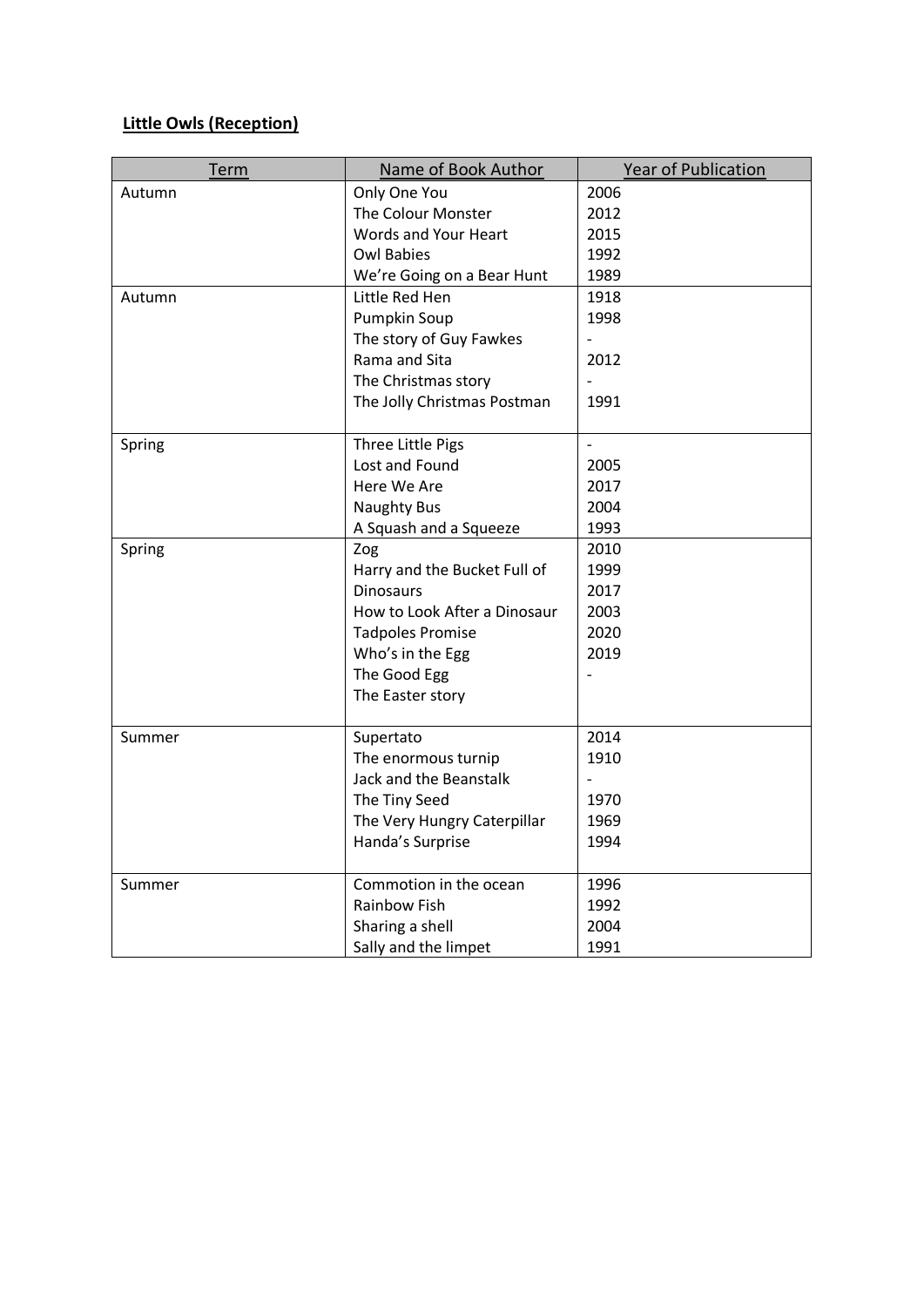**Little Owls (Reception)**

| Term | Name of Book Author | Year of Publication |
| --- | --- | --- |
| Autumn | Only One You | 2006 |
| | The Colour Monster | 2012 |
| | Words and Your Heart | 2015 |
| | Owl Babies | 1992 |
| | We're Going on a Bear Hunt | 1989 |
| Autumn | Little Red Hen | 1918 |
| | Pumpkin Soup | 1998 |
| | The story of Guy Fawkes | - |
| | Rama and Sita | 2012 |
| | The Christmas story | - |
| | The Jolly Christmas Postman | 1991 |
| Spring | Three Little Pigs | - |
| | Lost and Found | 2005 |
| | Here We Are | 2017 |
| | Naughty Bus | 2004 |
| | A Squash and a Squeeze | 1993 |
| Spring | Zog | 2010 |
| | Harry and the Bucket Full of | 1999 |
| | Dinosaurs | 2017 |
| | How to Look After a Dinosaur | 2003 |
| | Tadpoles Promise | 2020 |
| | Who's in the Egg | 2019 |
| | The Good Egg | - |
| | The Easter story | |
| Summer | Supertato | 2014 |
| | The enormous turnip | 1910 |
| | Jack and the Beanstalk | - |
| | The Tiny Seed | 1970 |
| | The Very Hungry Caterpillar | 1969 |
| | Handa's Surprise | 1994 |
| Summer | Commotion in the ocean | 1996 |
| | Rainbow Fish | 1992 |
| | Sharing a shell | 2004 |
| | Sally and the limpet | 1991 |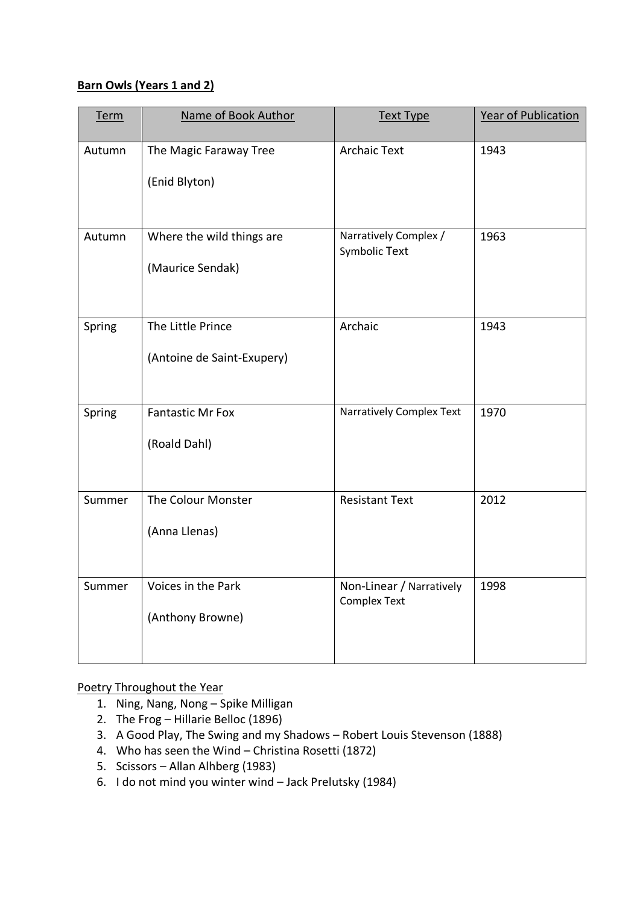**Barn Owls (Years 1 and 2)**

| Term | Name of Book Author | Text Type | Year of Publication |
|---|---|---|---|
| Autumn | The Magic Faraway Tree<br><br>(Enid Blyton) | Archaic Text | 1943 |
| Autumn | Where the wild things are<br><br>(Maurice Sendak) | Narratively Complex / Symbolic Text | 1963 |
| Spring | The Little Prince<br><br>(Antoine de Saint-Exupery) | Archaic | 1943 |
| Spring | Fantastic Mr Fox<br><br>(Roald Dahl) | Narratively Complex Text | 1970 |
| Summer | The Colour Monster<br><br>(Anna Llenas) | Resistant Text | 2012 |
| Summer | Voices in the Park<br><br>(Anthony Browne) | Non-Linear / Narratively Complex Text | 1998 |

Poetry Throughout the Year

1. Ning, Nang, Nong – Spike Milligan
2. The Frog – Hillarie Belloc (1896)
3. A Good Play, The Swing and my Shadows – Robert Louis Stevenson (1888)
4. Who has seen the Wind – Christina Rosetti (1872)
5. Scissors – Allan Alhberg (1983)
6. I do not mind you winter wind – Jack Prelutsky (1984)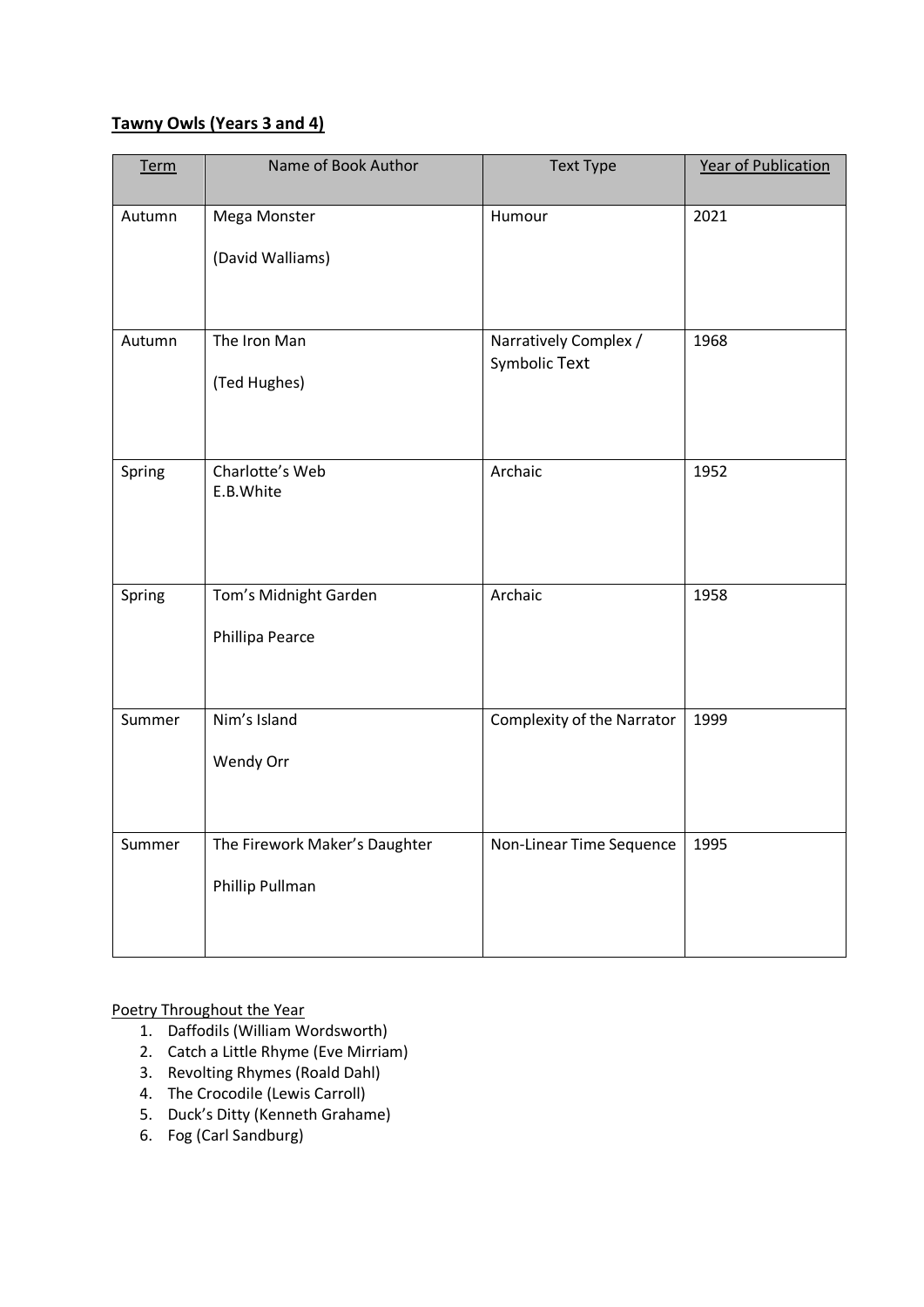## **Tawny Owls (Years 3 and 4)**

| Term | Name of Book Author | Text Type | Year of Publication |
|---|---|---|---|
| Autumn | Mega Monster<br><br>(David Walliams) | Humour | 2021 |
| Autumn | The Iron Man<br><br>(Ted Hughes) | Narratively Complex / Symbolic Text | 1968 |
| Spring | Charlotte's Web<br>E.B.White | Archaic | 1952 |
| Spring | Tom's Midnight Garden<br><br>Phillipa Pearce | Archaic | 1958 |
| Summer | Nim's Island<br><br>Wendy Orr | Complexity of the Narrator | 1999 |
| Summer | The Firework Maker's Daughter<br><br>Phillip Pullman | Non-Linear Time Sequence | 1995 |

Poetry Throughout the Year

1. Daffodils (William Wordsworth)
2. Catch a Little Rhyme (Eve Mirriam)
3. Revolting Rhymes (Roald Dahl)
4. The Crocodile (Lewis Carroll)
5. Duck's Ditty (Kenneth Grahame)
6. Fog (Carl Sandburg)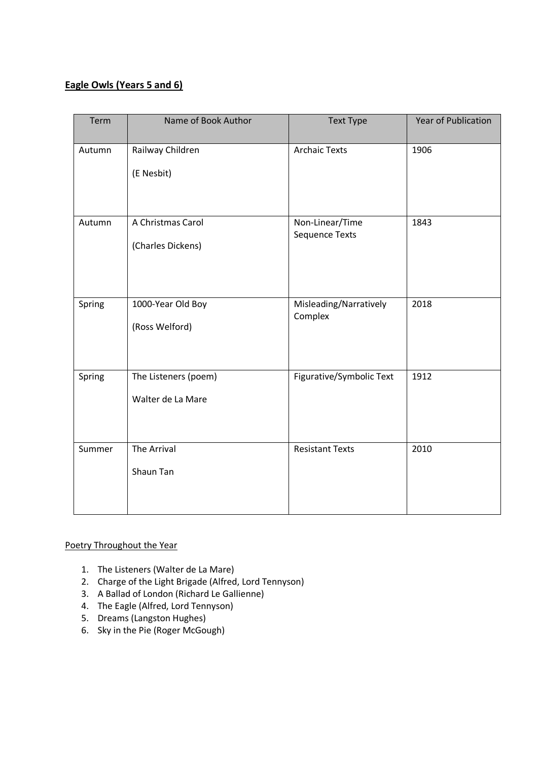**Eagle Owls (Years 5 and 6)**

| Term | Name of Book Author | Text Type | Year of Publication |
|---|---|---|---|
| Autumn | Railway Children<br><br>(E Nesbit) | Archaic Texts | 1906 |
| Autumn | A Christmas Carol<br><br>(Charles Dickens) | Non-Linear/Time Sequence Texts | 1843 |
| Spring | 1000-Year Old Boy<br><br>(Ross Welford) | Misleading/Narratively Complex | 2018 |
| Spring | The Listeners (poem)<br><br>Walter de La Mare | Figurative/Symbolic Text | 1912 |
| Summer | The Arrival<br><br>Shaun Tan | Resistant Texts | 2010 |

Poetry Throughout the Year

1. The Listeners (Walter de La Mare)
2. Charge of the Light Brigade (Alfred, Lord Tennyson)
3. A Ballad of London (Richard Le Gallienne)
4. The Eagle (Alfred, Lord Tennyson)
5. Dreams (Langston Hughes)
6. Sky in the Pie (Roger McGough)